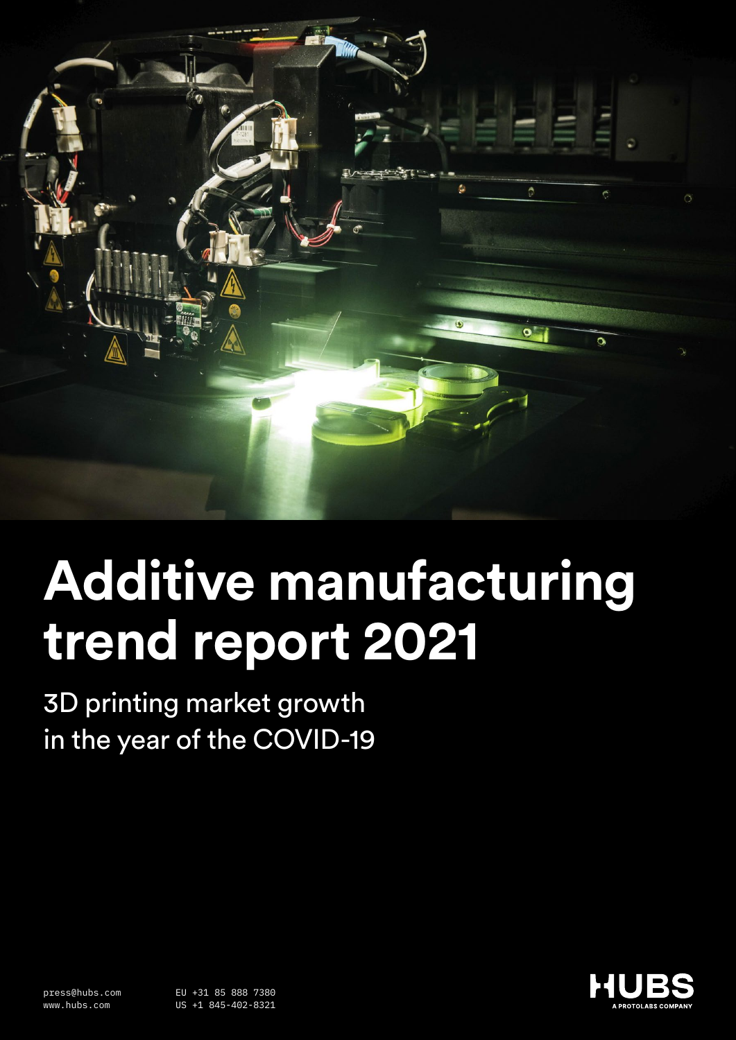# Additive manufacturing trend report 2021

3D printing market growth in the year of the COVID-19

press@hubs.com
www.hubs.com

EU +31 85 888 7380
US +1 845-402-8321

HUBS
A PROTOLABS COMPANY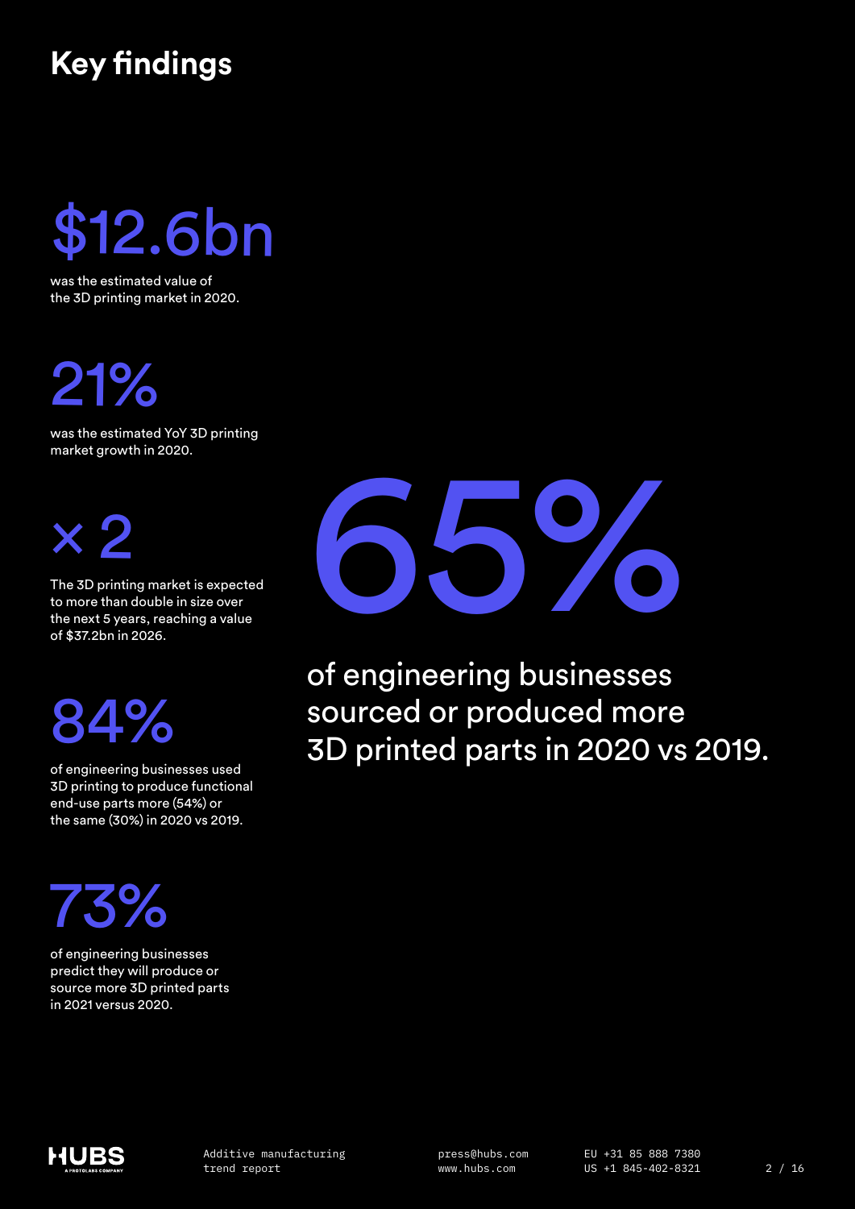# Key findings

## $12.6bn

was the estimated value of the 3D printing market in 2020.

## 21%

was the estimated YoY 3D printing market growth in 2020.

## × 2

The 3D printing market is expected to more than double in size over the next 5 years, reaching a value of $37.2bn in 2026.

## 84%

of engineering businesses used 3D printing to produce functional end-use parts more (54%) or the same (30%) in 2020 vs 2019.

## 73%

of engineering businesses predict they will produce or source more 3D printed parts in 2021 versus 2020.

## 65%

of engineering businesses sourced or produced more 3D printed parts in 2020 vs 2019.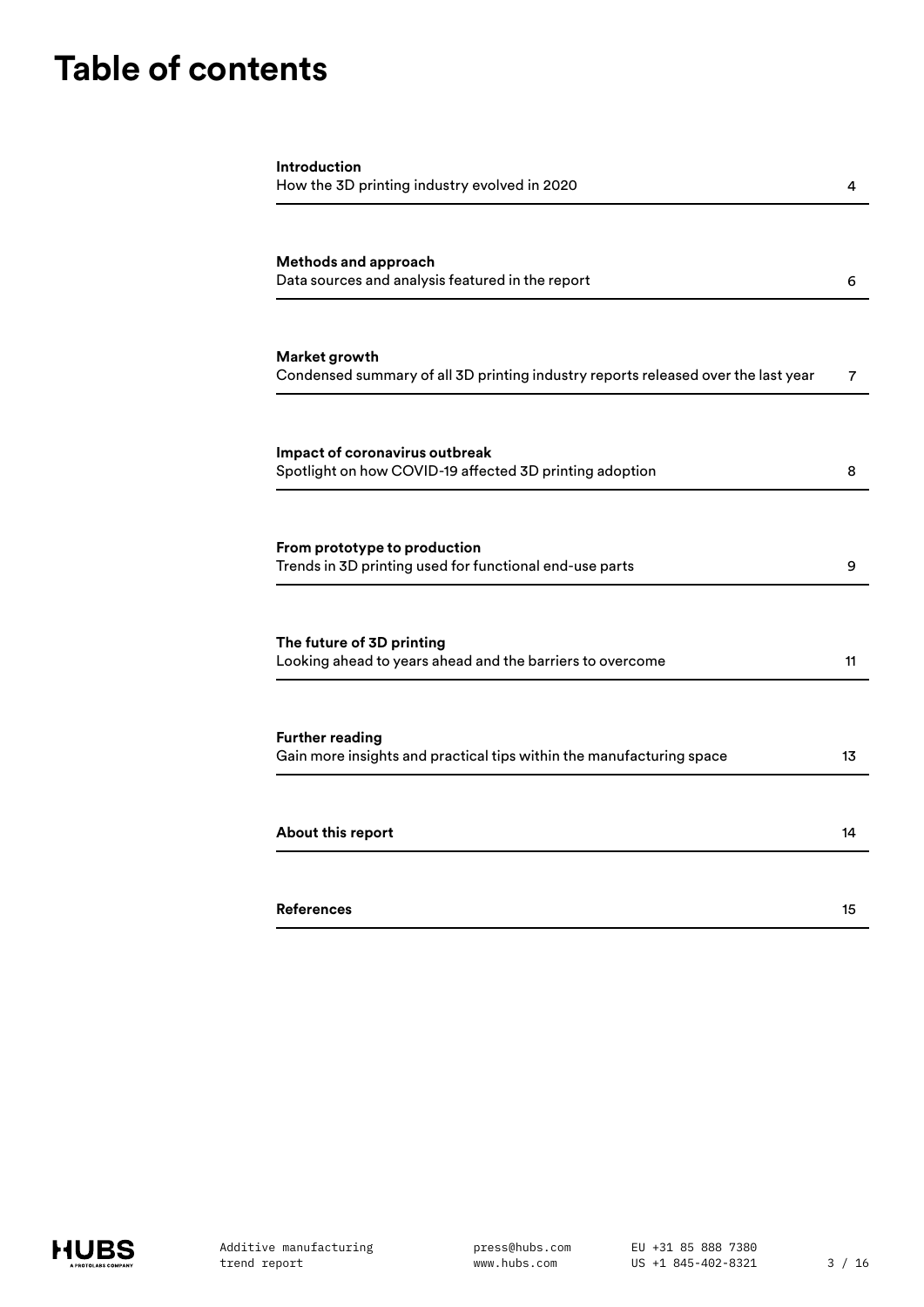# Table of contents

| Section | Page |
| --- | --- |
| **Introduction**<br>How the 3D printing industry evolved in 2020 | 4 |
| **Methods and approach**<br>Data sources and analysis featured in the report | 6 |
| **Market growth**<br>Condensed summary of all 3D printing industry reports released over the last year | 7 |
| **Impact of coronavirus outbreak**<br>Spotlight on how COVID-19 affected 3D printing adoption | 8 |
| **From prototype to production**<br>Trends in 3D printing used for functional end-use parts | 9 |
| **The future of 3D printing**<br>Looking ahead to years ahead and the barriers to overcome | 11 |
| **Further reading**<br>Gain more insights and practical tips within the manufacturing space | 13 |
| **About this report** | 14 |
| **References** | 15 |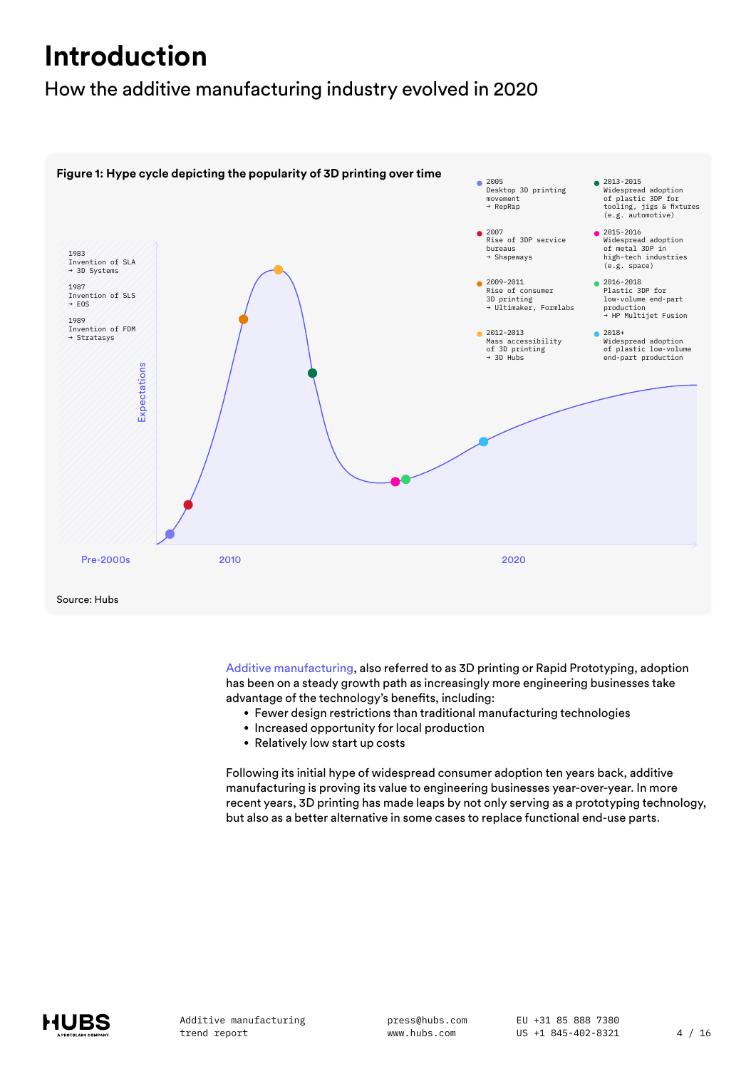# Introduction

## How the additive manufacturing industry evolved in 2020

**Figure 1: Hype cycle depicting the popularity of 3D printing over time**

1983
Invention of SLA
→ 3D Systems

1987
Invention of SLS
→ EOS

1989
Invention of FDM
→ Stratasys

2005
Desktop 3D printing movement
→ RepRap

2007
Rise of 3DP service bureaus
→ Shapeways

2009-2011
Rise of consumer 3D printing
→ Ultimaker, Formlabs

2012-2013
Mass accessibility of 3D printing
→ 3D Hubs

2013-2015
Widespread adoption of plastic 3DP for tooling, jigs & fixtures (e.g. automotive)

2015-2016
Widespread adoption of metal 3DP in high-tech industries (e.g. space)

2016-2018
Plastic 3DP for low-volume end-part production
→ HP Multijet Fusion

2018+
Widespread adoption of plastic low-volume end-part production

Expectations

Pre-2000s | 2010 | 2020

Source: Hubs

Additive manufacturing, also referred to as 3D printing or Rapid Prototyping, adoption has been on a steady growth path as increasingly more engineering businesses take advantage of the technology's benefits, including:

- Fewer design restrictions than traditional manufacturing technologies
- Increased opportunity for local production
- Relatively low start up costs

Following its initial hype of widespread consumer adoption ten years back, additive manufacturing is proving its value to engineering businesses year-over-year. In more recent years, 3D printing has made leaps by not only serving as a prototyping technology, but also as a better alternative in some cases to replace functional end-use parts.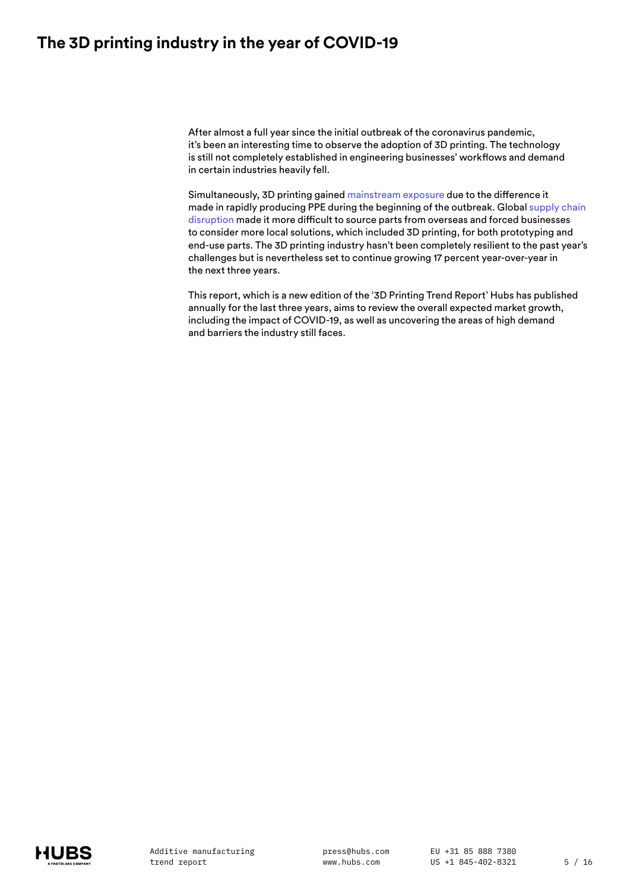# The 3D printing industry in the year of COVID-19

After almost a full year since the initial outbreak of the coronavirus pandemic, it's been an interesting time to observe the adoption of 3D printing. The technology is still not completely established in engineering businesses' workflows and demand in certain industries heavily fell.

Simultaneously, 3D printing gained mainstream exposure due to the difference it made in rapidly producing PPE during the beginning of the outbreak. Global supply chain disruption made it more difficult to source parts from overseas and forced businesses to consider more local solutions, which included 3D printing, for both prototyping and end-use parts. The 3D printing industry hasn't been completely resilient to the past year's challenges but is nevertheless set to continue growing 17 percent year-over-year in the next three years.

This report, which is a new edition of the '3D Printing Trend Report' Hubs has published annually for the last three years, aims to review the overall expected market growth, including the impact of COVID-19, as well as uncovering the areas of high demand and barriers the industry still faces.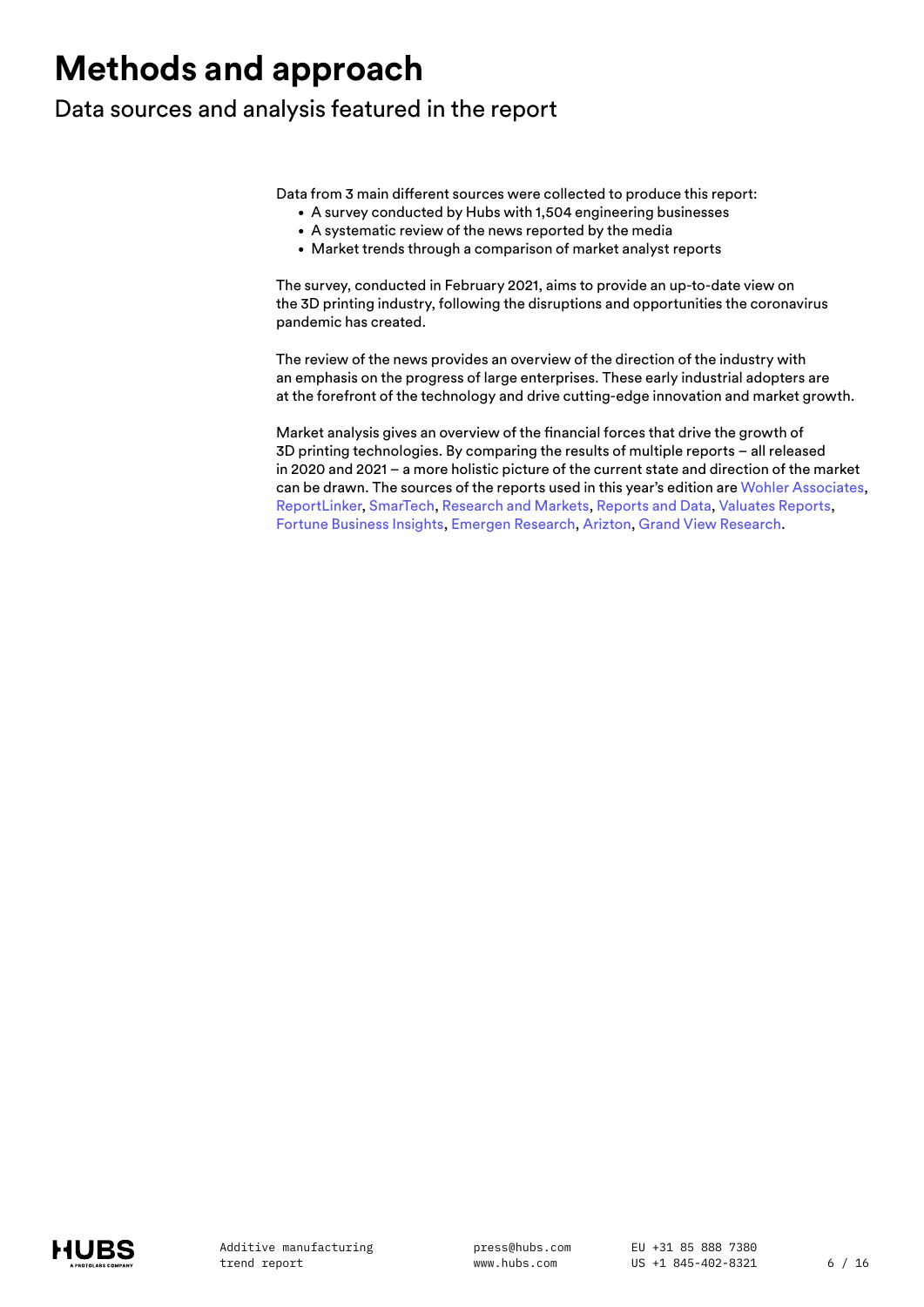# Methods and approach

## Data sources and analysis featured in the report

Data from 3 main different sources were collected to produce this report:

- A survey conducted by Hubs with 1,504 engineering businesses
- A systematic review of the news reported by the media
- Market trends through a comparison of market analyst reports

The survey, conducted in February 2021, aims to provide an up-to-date view on the 3D printing industry, following the disruptions and opportunities the coronavirus pandemic has created.

The review of the news provides an overview of the direction of the industry with an emphasis on the progress of large enterprises. These early industrial adopters are at the forefront of the technology and drive cutting-edge innovation and market growth.

Market analysis gives an overview of the financial forces that drive the growth of 3D printing technologies. By comparing the results of multiple reports – all released in 2020 and 2021 – a more holistic picture of the current state and direction of the market can be drawn. The sources of the reports used in this year's edition are Wohler Associates, ReportLinker, SmarTech, Research and Markets, Reports and Data, Valuates Reports, Fortune Business Insights, Emergen Research, Arizton, Grand View Research.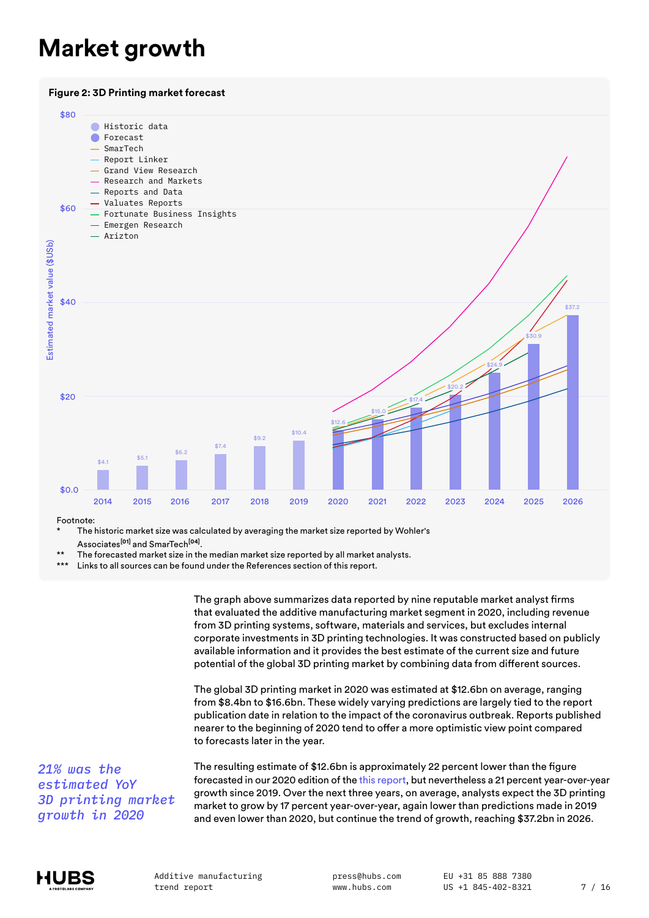# Market growth

**Figure 2: 3D Printing market forecast**

| Year | Estimated market value ($USb) |
|---|---|
| 2014 | $4.1 |
| 2015 | $5.1 |
| 2016 | $6.2 |
| 2017 | $7.4 |
| 2018 | $9.2 |
| 2019 | $10.4 |
| 2020 | $12.6 |
| 2021 | $15.0 |
| 2022 | $17.4 |
| 2023 | $20.2 |
| 2024 | $24.9 |
| 2025 | $30.9 |
| 2026 | $37.2 |

Legend: Historic data; Forecast; SmarTech; Report Linker; Grand View Research; Research and Markets; Reports and Data; Valuates Reports; Fortunate Business Insights; Emergen Research; Arizton

Footnote:

\* The historic market size was calculated by averaging the market size reported by Wohler's Associates[01] and SmarTech[04].

\*\* The forecasted market size in the median market size reported by all market analysts.

\*\*\* Links to all sources can be found under the References section of this report.

*21% was the estimated YoY 3D printing market growth in 2020*

The graph above summarizes data reported by nine reputable market analyst firms that evaluated the additive manufacturing market segment in 2020, including revenue from 3D printing systems, software, materials and services, but excludes internal corporate investments in 3D printing technologies. It was constructed based on publicly available information and it provides the best estimate of the current size and future potential of the global 3D printing market by combining data from different sources.

The global 3D printing market in 2020 was estimated at $12.6bn on average, ranging from $8.4bn to $16.6bn. These widely varying predictions are largely tied to the report publication date in relation to the impact of the coronavirus outbreak. Reports published nearer to the beginning of 2020 tend to offer a more optimistic view point compared to forecasts later in the year.

The resulting estimate of $12.6bn is approximately 22 percent lower than the figure forecasted in our 2020 edition of the this report, but nevertheless a 21 percent year-over-year growth since 2019. Over the next three years, on average, analysts expect the 3D printing market to grow by 17 percent year-over-year, again lower than predictions made in 2019 and even lower than 2020, but continue the trend of growth, reaching $37.2bn in 2026.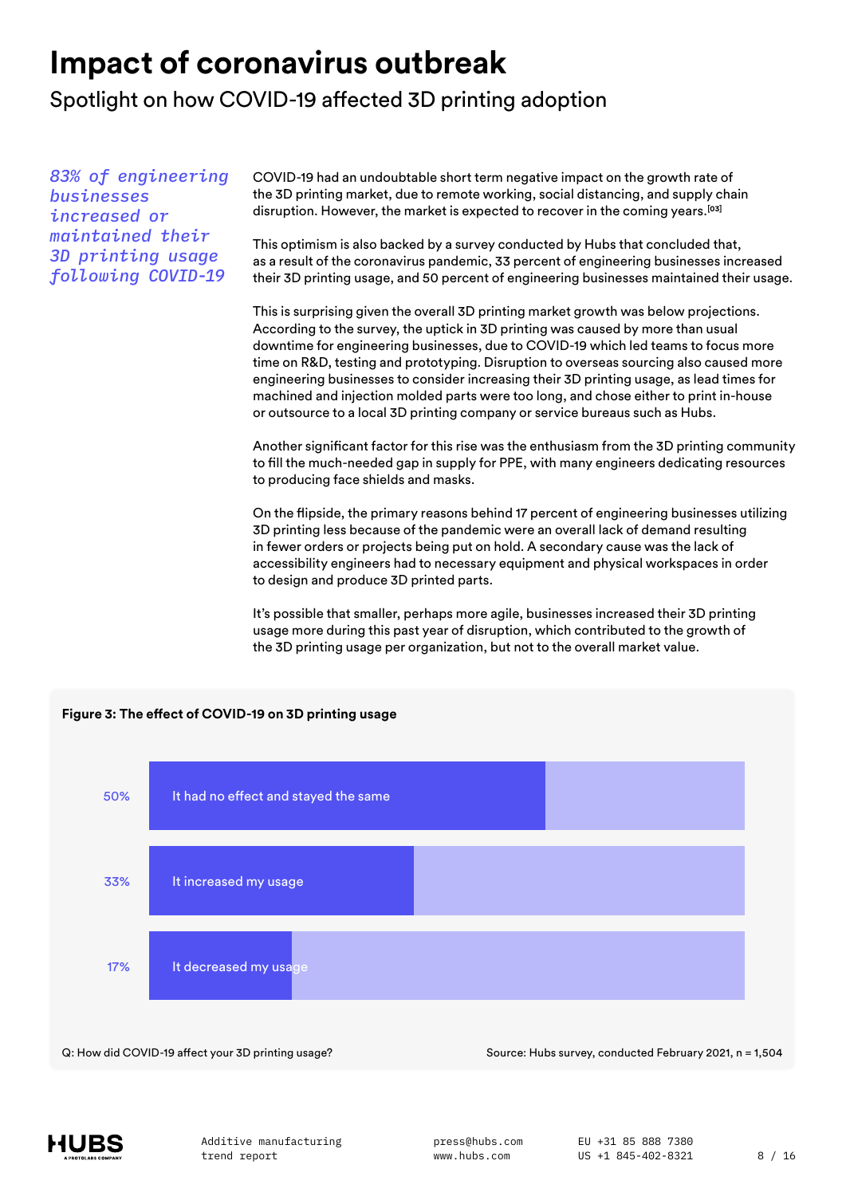# Impact of coronavirus outbreak

## Spotlight on how COVID-19 affected 3D printing adoption

*83% of engineering businesses increased or maintained their 3D printing usage following COVID-19*

COVID-19 had an undoubtable short term negative impact on the growth rate of the 3D printing market, due to remote working, social distancing, and supply chain disruption. However, the market is expected to recover in the coming years.[03]

This optimism is also backed by a survey conducted by Hubs that concluded that, as a result of the coronavirus pandemic, 33 percent of engineering businesses increased their 3D printing usage, and 50 percent of engineering businesses maintained their usage.

This is surprising given the overall 3D printing market growth was below projections. According to the survey, the uptick in 3D printing was caused by more than usual downtime for engineering businesses, due to COVID-19 which led teams to focus more time on R&D, testing and prototyping. Disruption to overseas sourcing also caused more engineering businesses to consider increasing their 3D printing usage, as lead times for machined and injection molded parts were too long, and chose either to print in-house or outsource to a local 3D printing company or service bureaus such as Hubs.

Another significant factor for this rise was the enthusiasm from the 3D printing community to fill the much-needed gap in supply for PPE, with many engineers dedicating resources to producing face shields and masks.

On the flipside, the primary reasons behind 17 percent of engineering businesses utilizing 3D printing less because of the pandemic were an overall lack of demand resulting in fewer orders or projects being put on hold. A secondary cause was the lack of accessibility engineers had to necessary equipment and physical workspaces in order to design and produce 3D printed parts.

It's possible that smaller, perhaps more agile, businesses increased their 3D printing usage more during this past year of disruption, which contributed to the growth of the 3D printing usage per organization, but not to the overall market value.

**Figure 3: The effect of COVID-19 on 3D printing usage**

| Response | Share |
|---|---|
| It had no effect and stayed the same | 50% |
| It increased my usage | 33% |
| It decreased my usage | 17% |

Q: How did COVID-19 affect your 3D printing usage?

Source: Hubs survey, conducted February 2021, n = 1,504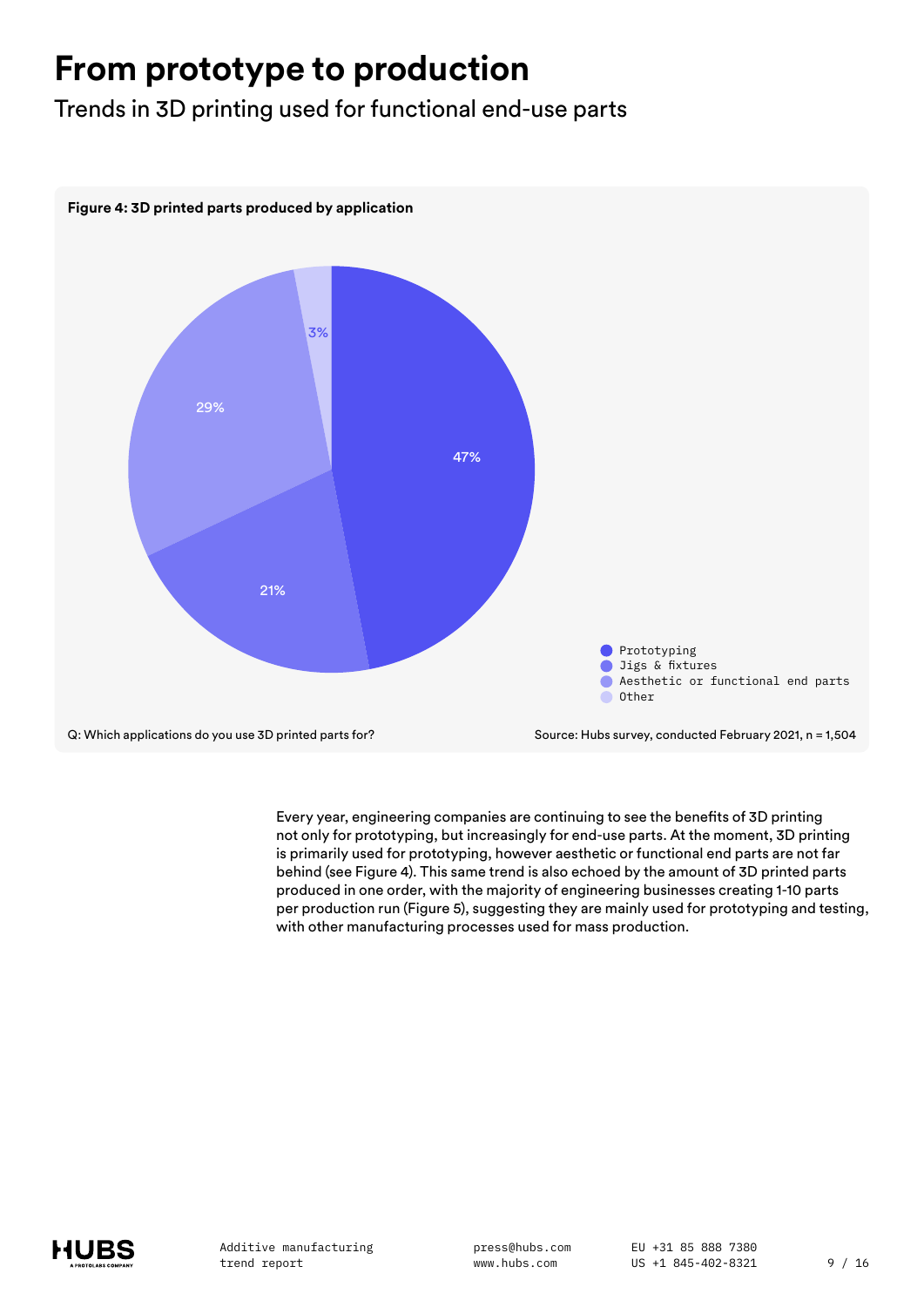# From prototype to production

## Trends in 3D printing used for functional end-use parts

**Figure 4: 3D printed parts produced by application**

| Application | Share |
|---|---|
| Prototyping | 47% |
| Jigs & fixtures | 21% |
| Aesthetic or functional end parts | 29% |
| Other | 3% |

Q: Which applications do you use 3D printed parts for?

Source: Hubs survey, conducted February 2021, n = 1,504

Every year, engineering companies are continuing to see the benefits of 3D printing not only for prototyping, but increasingly for end-use parts. At the moment, 3D printing is primarily used for prototyping, however aesthetic or functional end parts are not far behind (see Figure 4). This same trend is also echoed by the amount of 3D printed parts produced in one order, with the majority of engineering businesses creating 1-10 parts per production run (Figure 5), suggesting they are mainly used for prototyping and testing, with other manufacturing processes used for mass production.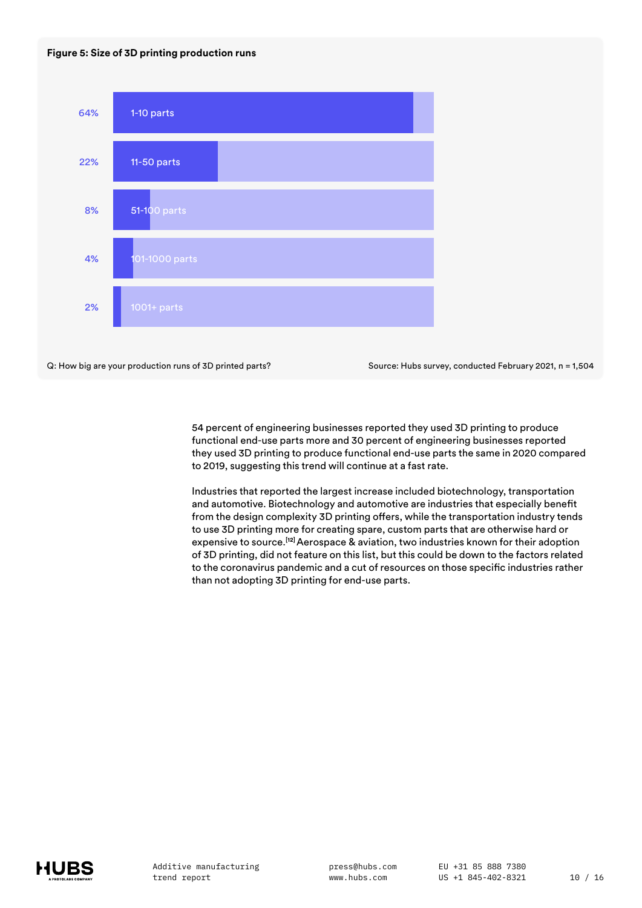**Figure 5: Size of 3D printing production runs**

| Share | Production run size |
| --- | --- |
| 64% | 1-10 parts |
| 22% | 11-50 parts |
| 8% | 51-100 parts |
| 4% | 101-1000 parts |
| 2% | 1001+ parts |

Q: How big are your production runs of 3D printed parts?

Source: Hubs survey, conducted February 2021, n = 1,504

54 percent of engineering businesses reported they used 3D printing to produce functional end-use parts more and 30 percent of engineering businesses reported they used 3D printing to produce functional end-use parts the same in 2020 compared to 2019, suggesting this trend will continue at a fast rate.

Industries that reported the largest increase included biotechnology, transportation and automotive. Biotechnology and automotive are industries that especially benefit from the design complexity 3D printing offers, while the transportation industry tends to use 3D printing more for creating spare, custom parts that are otherwise hard or expensive to source.[12] Aerospace & aviation, two industries known for their adoption of 3D printing, did not feature on this list, but this could be down to the factors related to the coronavirus pandemic and a cut of resources on those specific industries rather than not adopting 3D printing for end-use parts.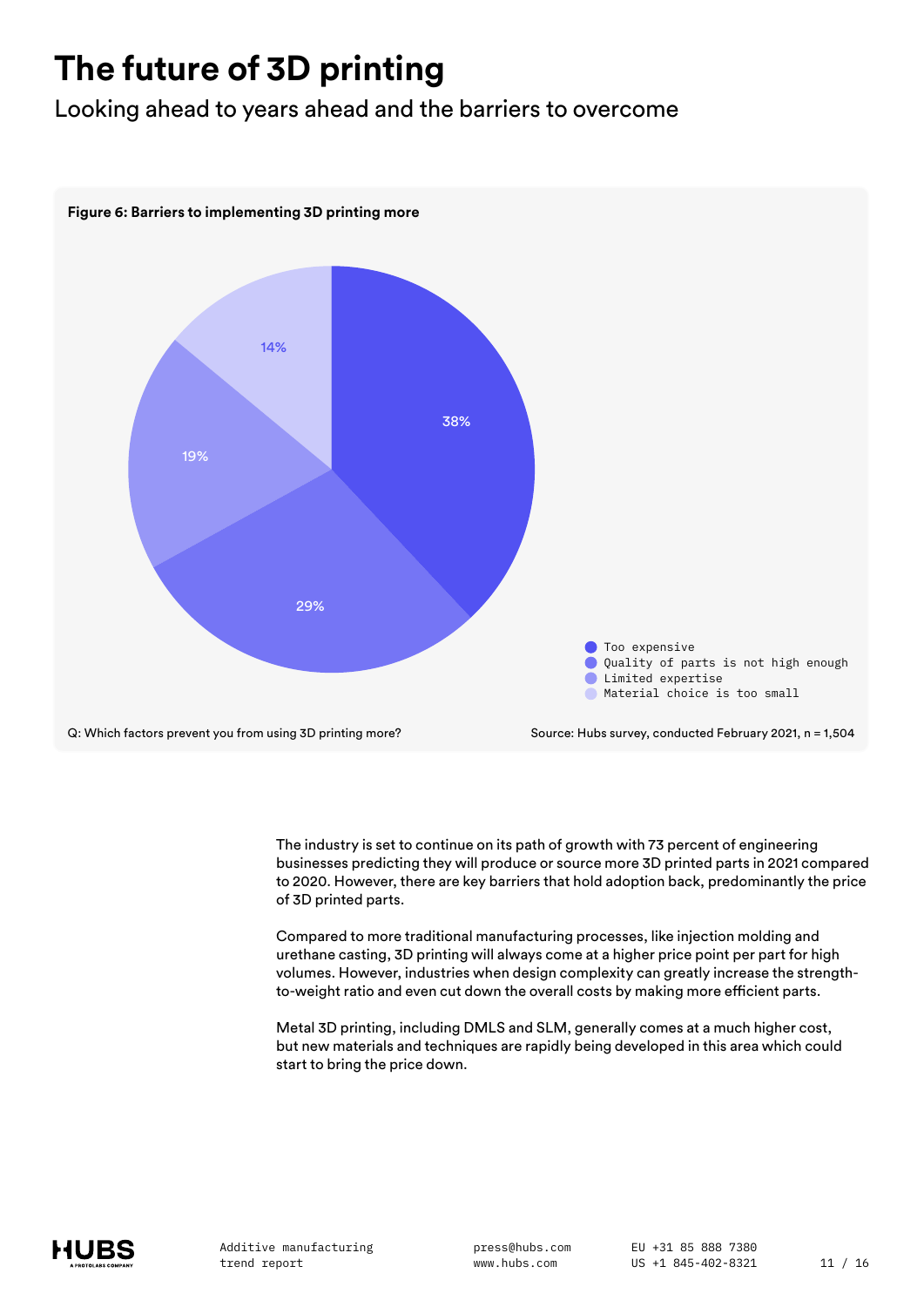# The future of 3D printing

Looking ahead to years ahead and the barriers to overcome

**Figure 6: Barriers to implementing 3D printing more**

| Barrier | Percentage |
| --- | --- |
| Too expensive | 38% |
| Quality of parts is not high enough | 29% |
| Limited expertise | 19% |
| Material choice is too small | 14% |

Q: Which factors prevent you from using 3D printing more?

Source: Hubs survey, conducted February 2021, n = 1,504

The industry is set to continue on its path of growth with 73 percent of engineering businesses predicting they will produce or source more 3D printed parts in 2021 compared to 2020. However, there are key barriers that hold adoption back, predominantly the price of 3D printed parts.

Compared to more traditional manufacturing processes, like injection molding and urethane casting, 3D printing will always come at a higher price point per part for high volumes. However, industries when design complexity can greatly increase the strength-to-weight ratio and even cut down the overall costs by making more efficient parts.

Metal 3D printing, including DMLS and SLM, generally comes at a much higher cost, but new materials and techniques are rapidly being developed in this area which could start to bring the price down.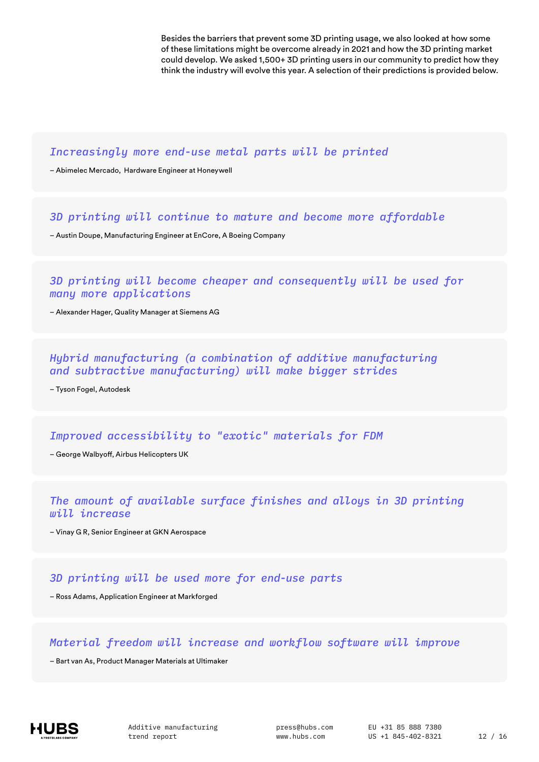Besides the barriers that prevent some 3D printing usage, we also looked at how some of these limitations might be overcome already in 2021 and how the 3D printing market could develop. We asked 1,500+ 3D printing users in our community to predict how they think the industry will evolve this year. A selection of their predictions is provided below.

*Increasingly more end-use metal parts will be printed*

– Abimelec Mercado, Hardware Engineer at Honeywell

*3D printing will continue to mature and become more affordable*

– Austin Doupe, Manufacturing Engineer at EnCore, A Boeing Company

*3D printing will become cheaper and consequently will be used for many more applications*

– Alexander Hager, Quality Manager at Siemens AG

*Hybrid manufacturing (a combination of additive manufacturing and subtractive manufacturing) will make bigger strides*

– Tyson Fogel, Autodesk

*Improved accessibility to "exotic" materials for FDM*

– George Walbyoff, Airbus Helicopters UK

*The amount of available surface finishes and alloys in 3D printing will increase*

– Vinay G R, Senior Engineer at GKN Aerospace

*3D printing will be used more for end-use parts*

– Ross Adams, Application Engineer at Markforged

*Material freedom will increase and workflow software will improve*

– Bart van As, Product Manager Materials at Ultimaker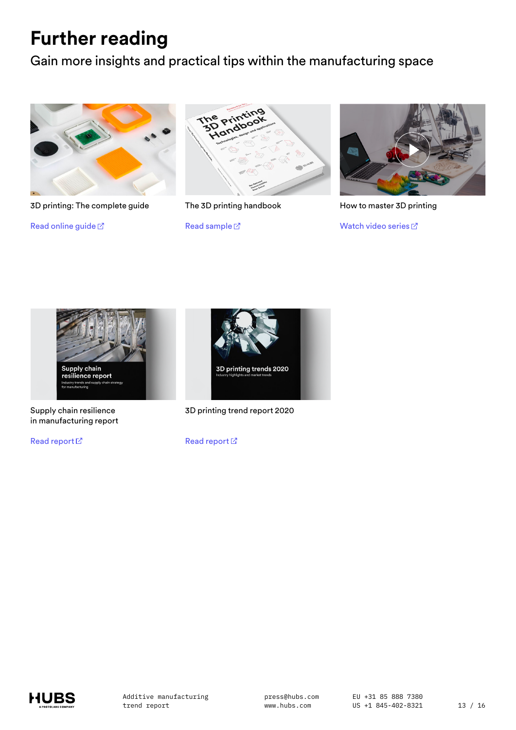# Further reading

Gain more insights and practical tips within the manufacturing space

3D printing: The complete guide

Read online guide

The 3D printing handbook

Read sample

How to master 3D printing

Watch video series

Supply chain resilience in manufacturing report

Read report

3D printing trend report 2020

Read report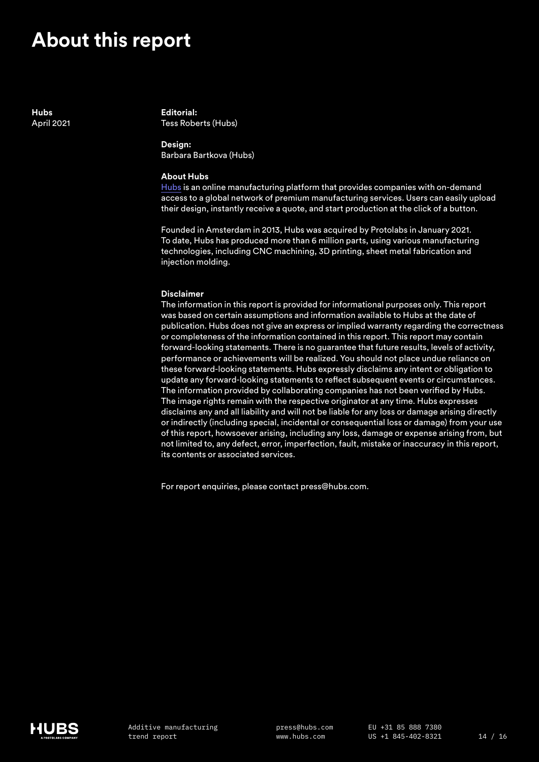# About this report

**Hubs**
April 2021

**Editorial:**
Tess Roberts (Hubs)

**Design:**
Barbara Bartkova (Hubs)

**About Hubs**
Hubs is an online manufacturing platform that provides companies with on-demand access to a global network of premium manufacturing services. Users can easily upload their design, instantly receive a quote, and start production at the click of a button.

Founded in Amsterdam in 2013, Hubs was acquired by Protolabs in January 2021. To date, Hubs has produced more than 6 million parts, using various manufacturing technologies, including CNC machining, 3D printing, sheet metal fabrication and injection molding.

**Disclaimer**
The information in this report is provided for informational purposes only. This report was based on certain assumptions and information available to Hubs at the date of publication. Hubs does not give an express or implied warranty regarding the correctness or completeness of the information contained in this report. This report may contain forward-looking statements. There is no guarantee that future results, levels of activity, performance or achievements will be realized. You should not place undue reliance on these forward-looking statements. Hubs expressly disclaims any intent or obligation to update any forward-looking statements to reflect subsequent events or circumstances. The information provided by collaborating companies has not been verified by Hubs. The image rights remain with the respective originator at any time. Hubs expresses disclaims any and all liability and will not be liable for any loss or damage arising directly or indirectly (including special, incidental or consequential loss or damage) from your use of this report, howsoever arising, including any loss, damage or expense arising from, but not limited to, any defect, error, imperfection, fault, mistake or inaccuracy in this report, its contents or associated services.

For report enquiries, please contact press@hubs.com.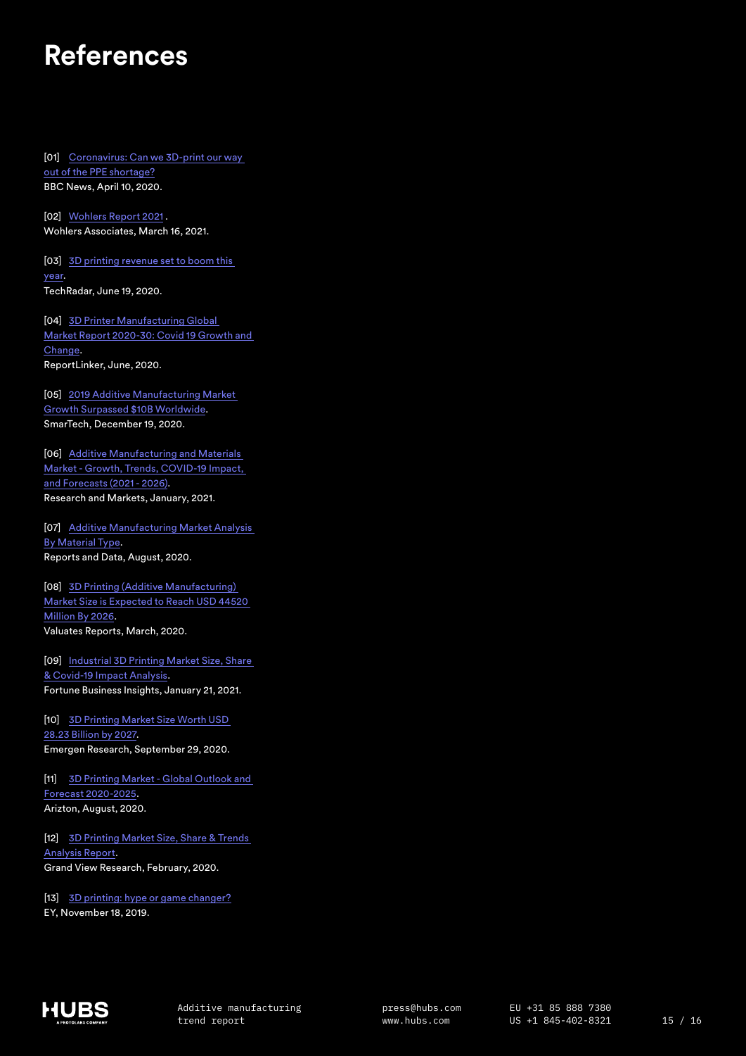# References

[01] Coronavirus: Can we 3D-print our way out of the PPE shortage?
BBC News, April 10, 2020.

[02] Wohlers Report 2021 .
Wohlers Associates, March 16, 2021.

[03] 3D printing revenue set to boom this year.
TechRadar, June 19, 2020.

[04] 3D Printer Manufacturing Global Market Report 2020-30: Covid 19 Growth and Change.
ReportLinker, June, 2020.

[05] 2019 Additive Manufacturing Market Growth Surpassed $10B Worldwide.
SmarTech, December 19, 2020.

[06] Additive Manufacturing and Materials Market - Growth, Trends, COVID-19 Impact, and Forecasts (2021 - 2026).
Research and Markets, January, 2021.

[07] Additive Manufacturing Market Analysis By Material Type.
Reports and Data, August, 2020.

[08] 3D Printing (Additive Manufacturing) Market Size is Expected to Reach USD 44520 Million By 2026.
Valuates Reports, March, 2020.

[09] Industrial 3D Printing Market Size, Share & Covid-19 Impact Analysis.
Fortune Business Insights, January 21, 2021.

[10] 3D Printing Market Size Worth USD 28.23 Billion by 2027.
Emergen Research, September 29, 2020.

[11] 3D Printing Market - Global Outlook and Forecast 2020-2025.
Arizton, August, 2020.

[12] 3D Printing Market Size, Share & Trends Analysis Report.
Grand View Research, February, 2020.

[13] 3D printing: hype or game changer?
EY, November 18, 2019.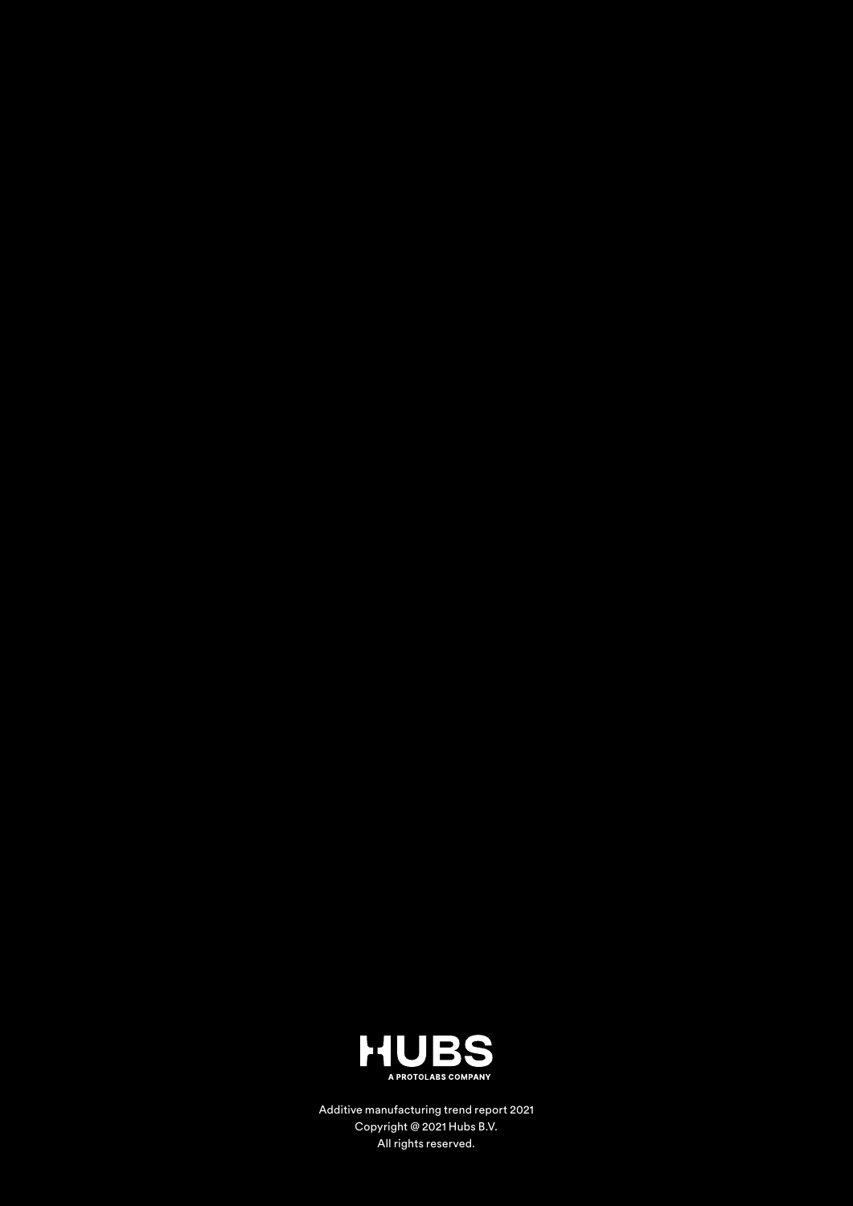HUBS

A PROTOLABS COMPANY

Additive manufacturing trend report 2021
Copyright @ 2021 Hubs B.V.
All rights reserved.